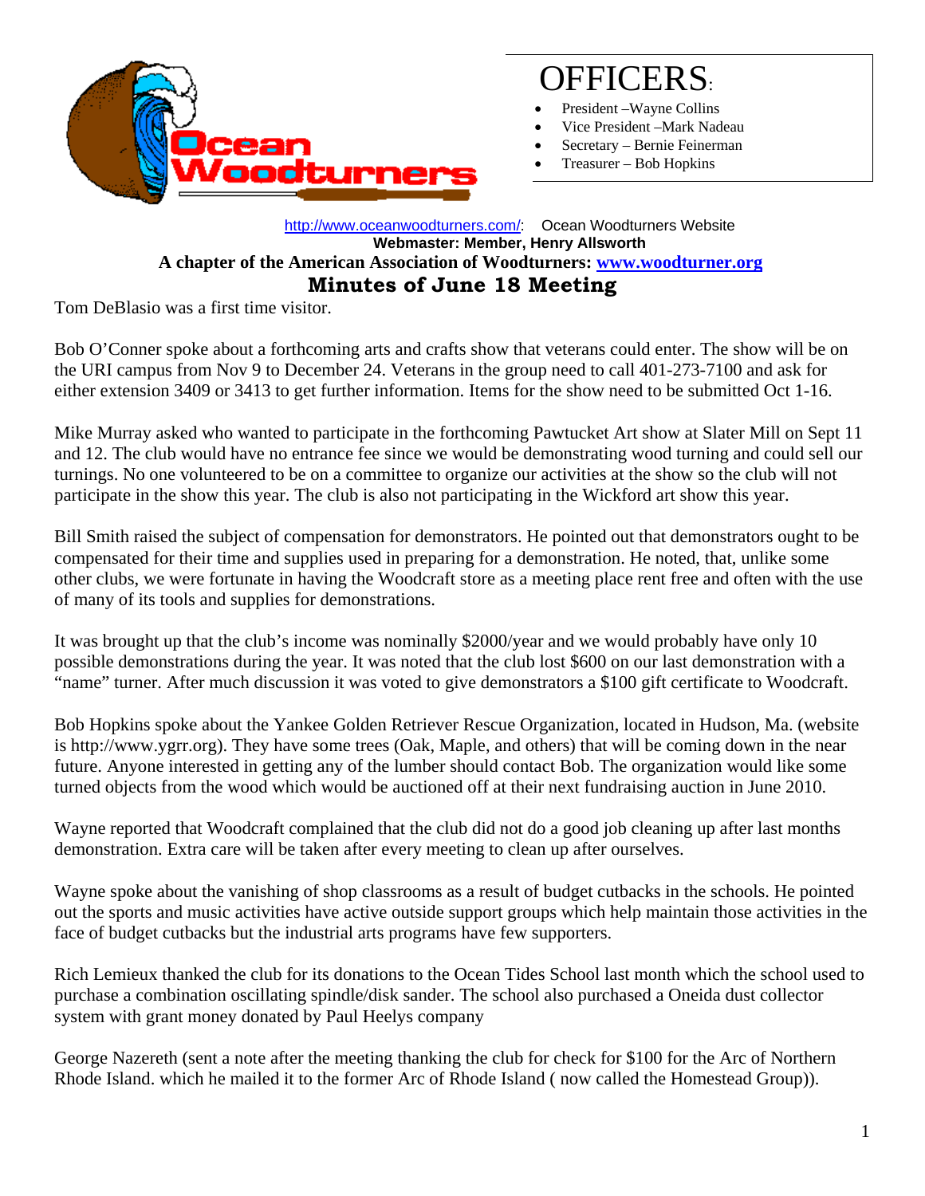# OFFICERS:

- President –Wayne Collins
- Vice President –Mark Nadeau
- Secretary – Bernie Feinerman
- Treasurer – Bob Hopkins

http://www.oceanwoodturners.com/: Ocean Woodturners Website

**Webmaster: Member, Henry Allsworth**

**A chapter of the American Association of Woodturners: www.woodturner.org**

## Minutes of June 18 Meeting

Tom DeBlasio was a first time visitor.

Bob O'Conner spoke about a forthcoming arts and crafts show that veterans could enter. The show will be on the URI campus from Nov 9 to December 24. Veterans in the group need to call 401-273-7100 and ask for either extension 3409 or 3413 to get further information. Items for the show need to be submitted Oct 1-16.

Mike Murray asked who wanted to participate in the forthcoming Pawtucket Art show at Slater Mill on Sept 11 and 12. The club would have no entrance fee since we would be demonstrating wood turning and could sell our turnings. No one volunteered to be on a committee to organize our activities at the show so the club will not participate in the show this year. The club is also not participating in the Wickford art show this year.

Bill Smith raised the subject of compensation for demonstrators. He pointed out that demonstrators ought to be compensated for their time and supplies used in preparing for a demonstration. He noted, that, unlike some other clubs, we were fortunate in having the Woodcraft store as a meeting place rent free and often with the use of many of its tools and supplies for demonstrations.

It was brought up that the club's income was nominally $2000/year and we would probably have only 10 possible demonstrations during the year. It was noted that the club lost $600 on our last demonstration with a "name" turner. After much discussion it was voted to give demonstrators a $100 gift certificate to Woodcraft.

Bob Hopkins spoke about the Yankee Golden Retriever Rescue Organization, located in Hudson, Ma. (website is http://www.ygrr.org). They have some trees (Oak, Maple, and others) that will be coming down in the near future. Anyone interested in getting any of the lumber should contact Bob. The organization would like some turned objects from the wood which would be auctioned off at their next fundraising auction in June 2010.

Wayne reported that Woodcraft complained that the club did not do a good job cleaning up after last months demonstration. Extra care will be taken after every meeting to clean up after ourselves.

Wayne spoke about the vanishing of shop classrooms as a result of budget cutbacks in the schools. He pointed out the sports and music activities have active outside support groups which help maintain those activities in the face of budget cutbacks but the industrial arts programs have few supporters.

Rich Lemieux thanked the club for its donations to the Ocean Tides School last month which the school used to purchase a combination oscillating spindle/disk sander. The school also purchased a Oneida dust collector system with grant money donated by Paul Heelys company

George Nazereth (sent a note after the meeting thanking the club for check for $100 for the Arc of Northern Rhode Island. which he mailed it to the former Arc of Rhode Island ( now called the Homestead Group)).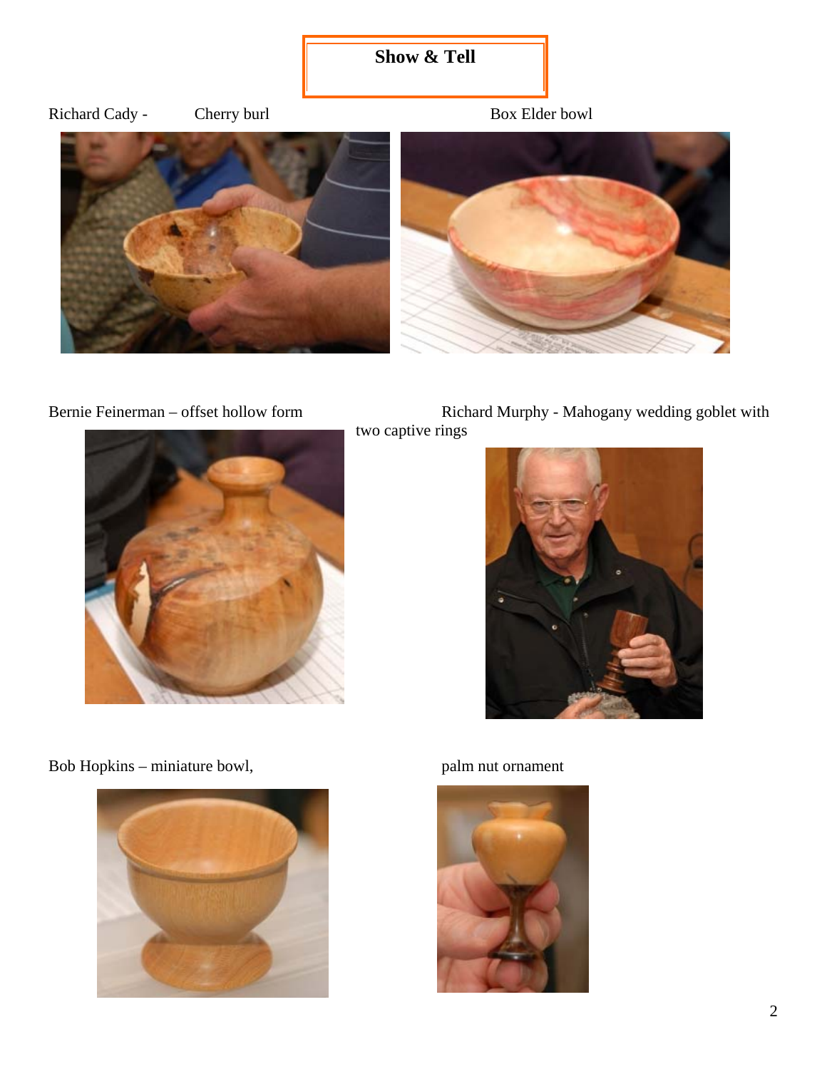# Show & Tell

Richard Cady - Cherry burl

Box Elder bowl

Bernie Feinerman – offset hollow form

Richard Murphy - Mahogany wedding goblet with two captive rings

Bob Hopkins – miniature bowl,

palm nut ornament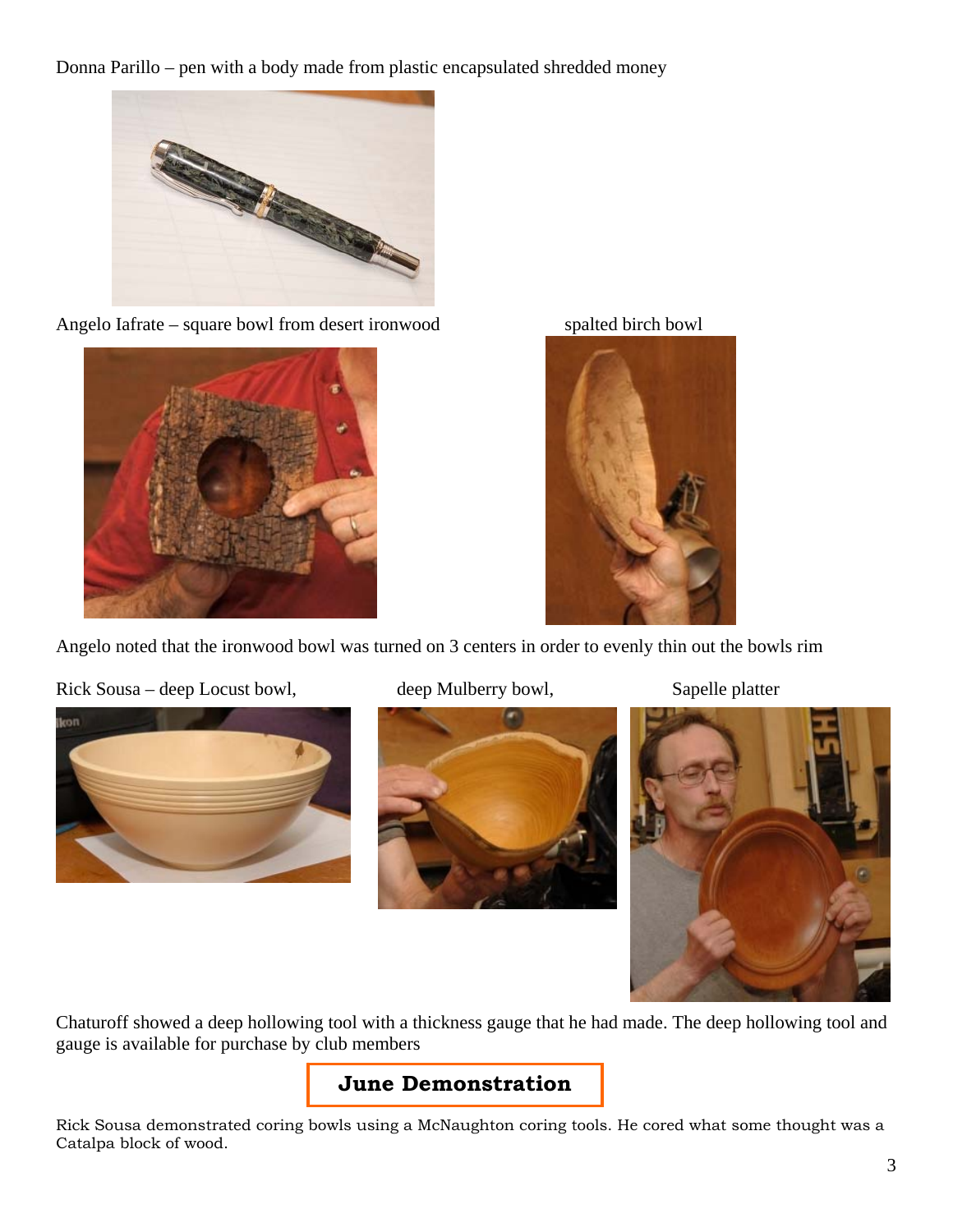Donna Parillo – pen with a body made from plastic encapsulated shredded money

Angelo Iafrate – square bowl from desert ironwood

spalted birch bowl

Angelo noted that the ironwood bowl was turned on 3 centers in order to evenly thin out the bowls rim

Rick Sousa – deep Locust bowl,

deep Mulberry bowl,

Sapelle platter

Chaturoff showed a deep hollowing tool with a thickness gauge that he had made. The deep hollowing tool and gauge is available for purchase by club members

## June Demonstration

Rick Sousa demonstrated coring bowls using a McNaughton coring tools. He cored what some thought was a Catalpa block of wood.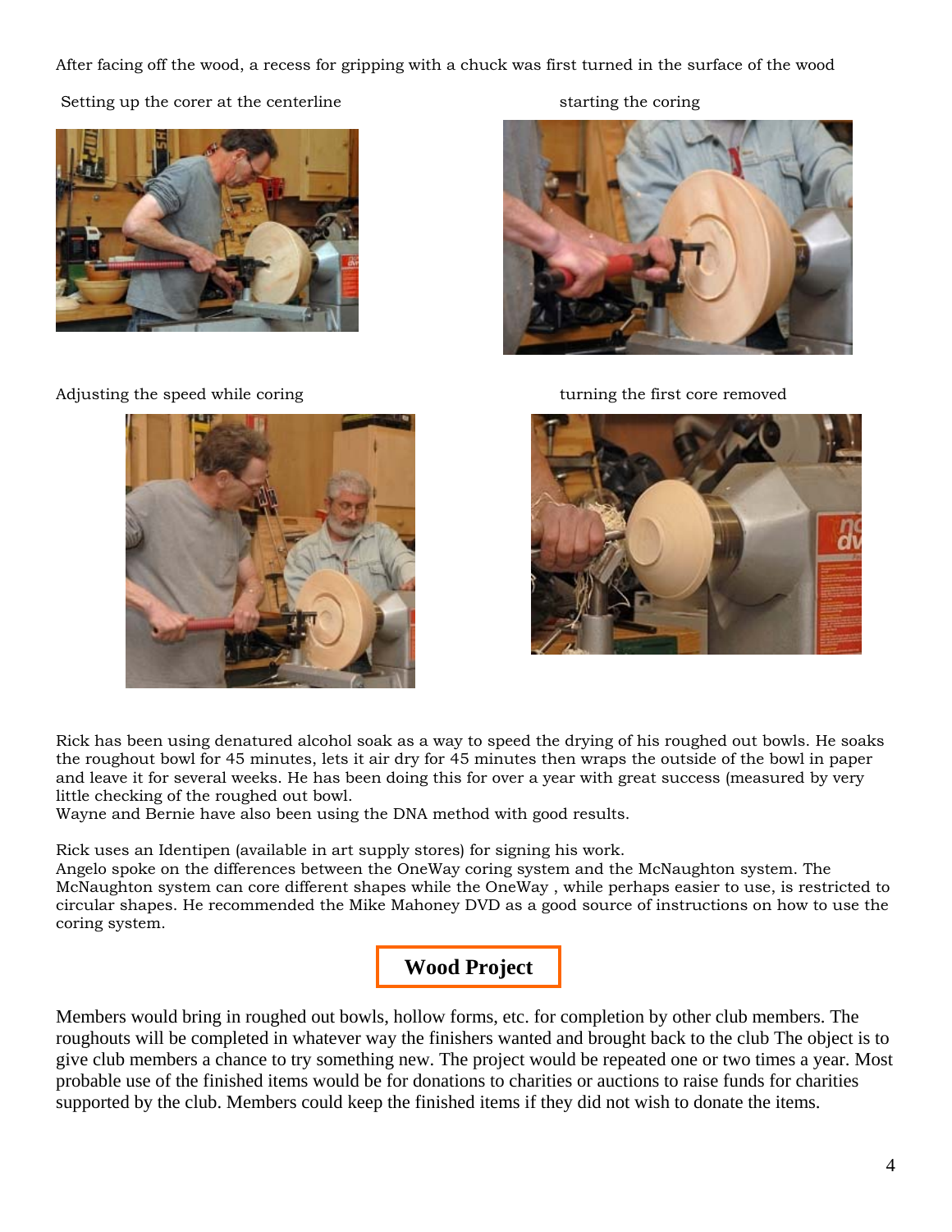After facing off the wood, a recess for gripping with a chuck was first turned in the surface of the wood

Setting up the corer at the centerline

starting the coring

Adjusting the speed while coring

turning the first core removed

Rick has been using denatured alcohol soak as a way to speed the drying of his roughed out bowls. He soaks the roughout bowl for 45 minutes, lets it air dry for 45 minutes then wraps the outside of the bowl in paper and leave it for several weeks. He has been doing this for over a year with great success (measured by very little checking of the roughed out bowl.

Wayne and Bernie have also been using the DNA method with good results.

Rick uses an Identipen (available in art supply stores) for signing his work.

Angelo spoke on the differences between the OneWay coring system and the McNaughton system. The McNaughton system can core different shapes while the OneWay , while perhaps easier to use, is restricted to circular shapes. He recommended the Mike Mahoney DVD as a good source of instructions on how to use the coring system.

## Wood Project

Members would bring in roughed out bowls, hollow forms, etc. for completion by other club members. The roughouts will be completed in whatever way the finishers wanted and brought back to the club The object is to give club members a chance to try something new. The project would be repeated one or two times a year. Most probable use of the finished items would be for donations to charities or auctions to raise funds for charities supported by the club. Members could keep the finished items if they did not wish to donate the items.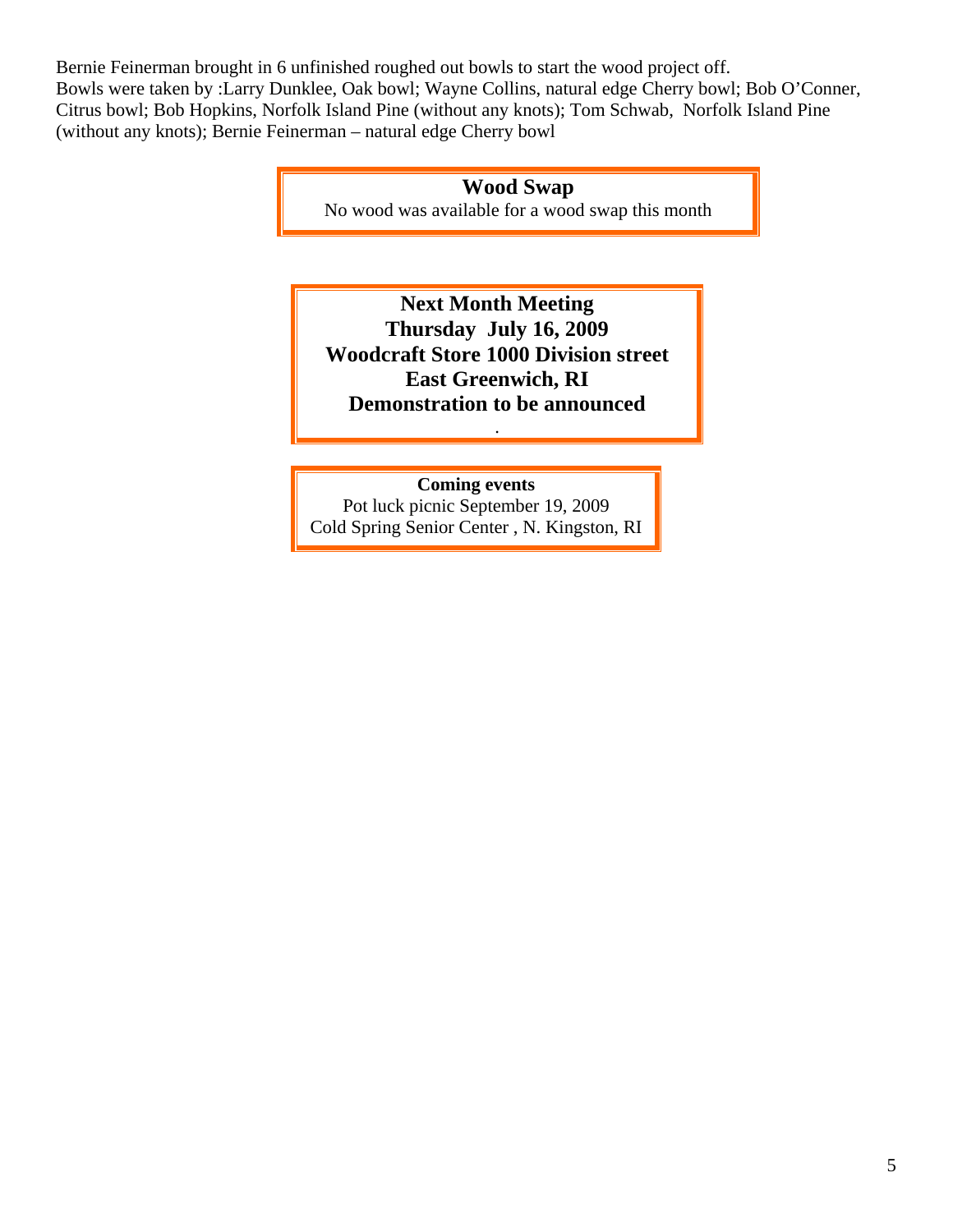Bernie Feinerman brought in 6 unfinished roughed out bowls to start the wood project off.
Bowls were taken by :Larry Dunklee, Oak bowl; Wayne Collins, natural edge Cherry bowl; Bob O'Conner, Citrus bowl; Bob Hopkins, Norfolk Island Pine (without any knots); Tom Schwab, Norfolk Island Pine (without any knots); Bernie Feinerman – natural edge Cherry bowl

**Wood Swap**

No wood was available for a wood swap this month

**Next Month Meeting**
**Thursday July 16, 2009**
**Woodcraft Store 1000 Division street**
**East Greenwich, RI**
**Demonstration to be announced**

**Coming events**

Pot luck picnic September 19, 2009
Cold Spring Senior Center , N. Kingston, RI